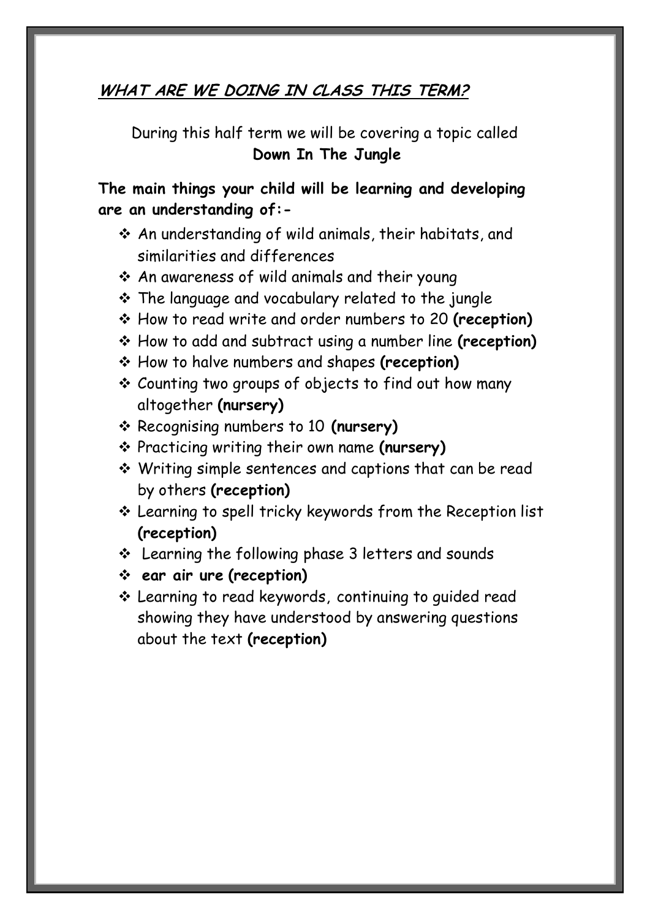## ***WHAT ARE WE DOING IN CLASS THIS TERM?***

During this half term we will be covering a topic called
**Down In The Jungle**

**The main things your child will be learning and developing are an understanding of:-**

- An understanding of wild animals, their habitats, and similarities and differences
- An awareness of wild animals and their young
- The language and vocabulary related to the jungle
- How to read write and order numbers to 20 **(reception)**
- How to add and subtract using a number line **(reception)**
- How to halve numbers and shapes **(reception)**
- Counting two groups of objects to find out how many altogether **(nursery)**
- Recognising numbers to 10 **(nursery)**
- Practicing writing their own name **(nursery)**
- Writing simple sentences and captions that can be read by others **(reception)**
- Learning to spell tricky keywords from the Reception list **(reception)**
- Learning the following phase 3 letters and sounds
- **ear air ure (reception)**
- Learning to read keywords, continuing to guided read showing they have understood by answering questions about the text **(reception)**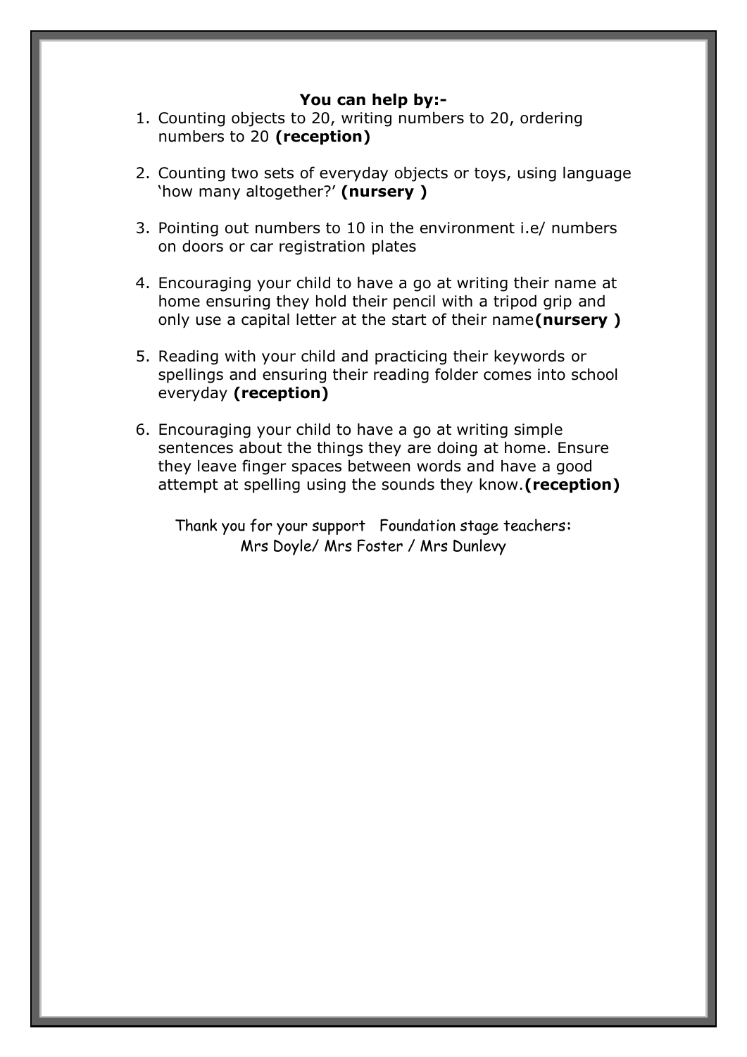**You can help by:-**

1. Counting objects to 20, writing numbers to 20, ordering numbers to 20 **(reception)**
2. Counting two sets of everyday objects or toys, using language 'how many altogether?' **(nursery )**
3. Pointing out numbers to 10 in the environment i.e/ numbers on doors or car registration plates
4. Encouraging your child to have a go at writing their name at home ensuring they hold their pencil with a tripod grip and only use a capital letter at the start of their name**(nursery )**
5. Reading with your child and practicing their keywords or spellings and ensuring their reading folder comes into school everyday **(reception)**
6. Encouraging your child to have a go at writing simple sentences about the things they are doing at home. Ensure they leave finger spaces between words and have a good attempt at spelling using the sounds they know.**(reception)**

Thank you for your support Foundation stage teachers:
Mrs Doyle/ Mrs Foster / Mrs Dunlevy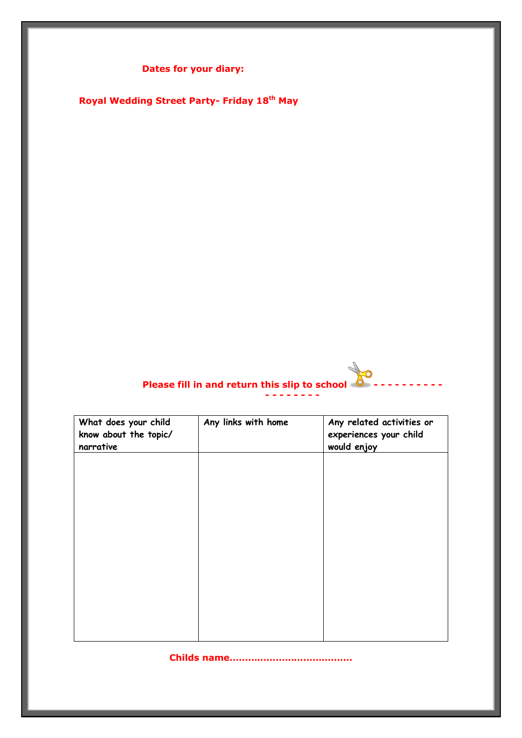**Dates for your diary:**

**Royal Wedding Street Party- Friday 18th May**

**Please fill in and return this slip to school - - - - - - - - - - - - - - - - - -**

| What does your child know about the topic/ narrative | Any links with home | Any related activities or experiences your child would enjoy |
|---|---|---|
| | | |

**Childs name……………………………………**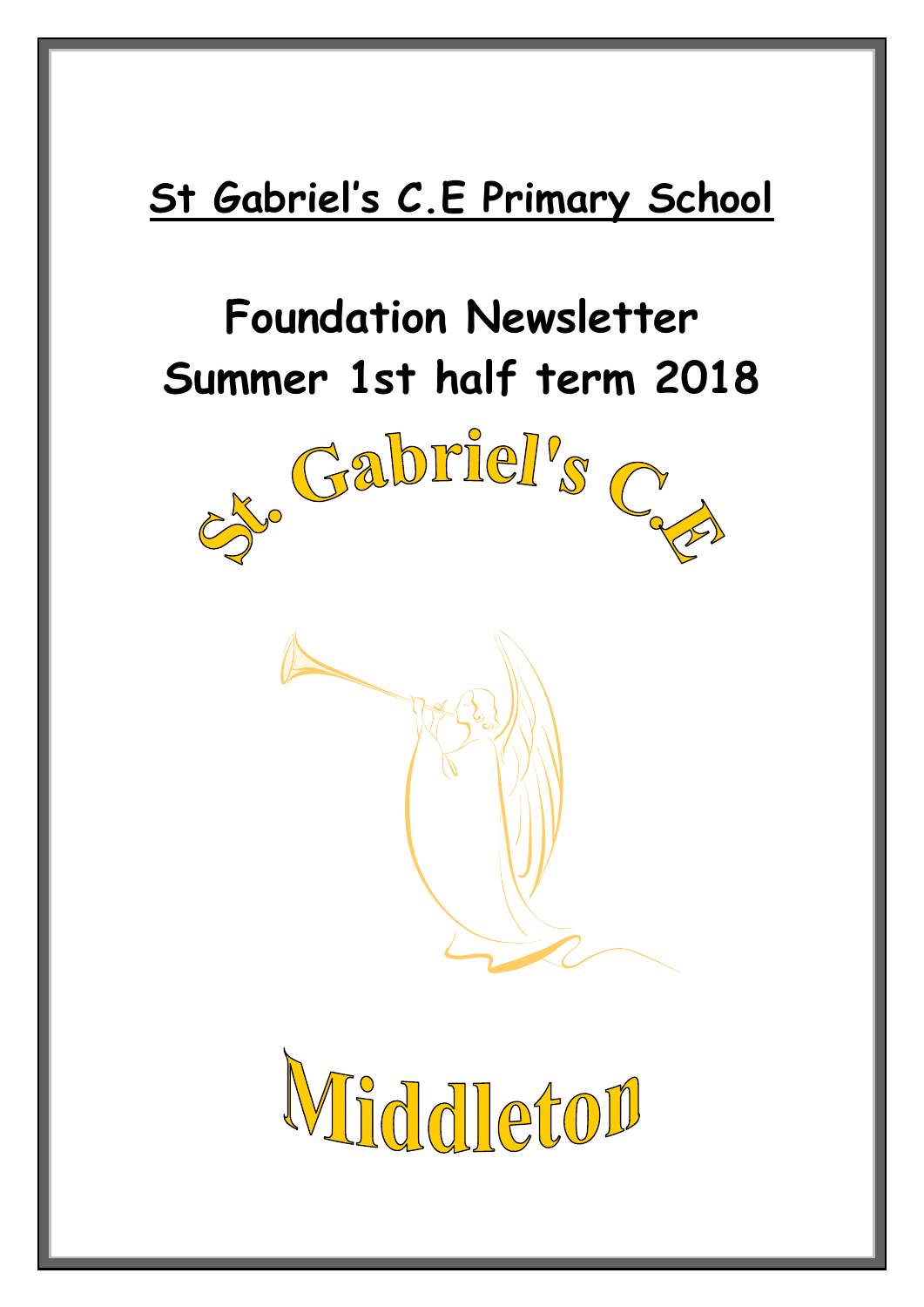# St Gabriel's C.E Primary School

## Foundation Newsletter
## Summer 1st half term 2018

St. Gabriel's C.E

Middleton